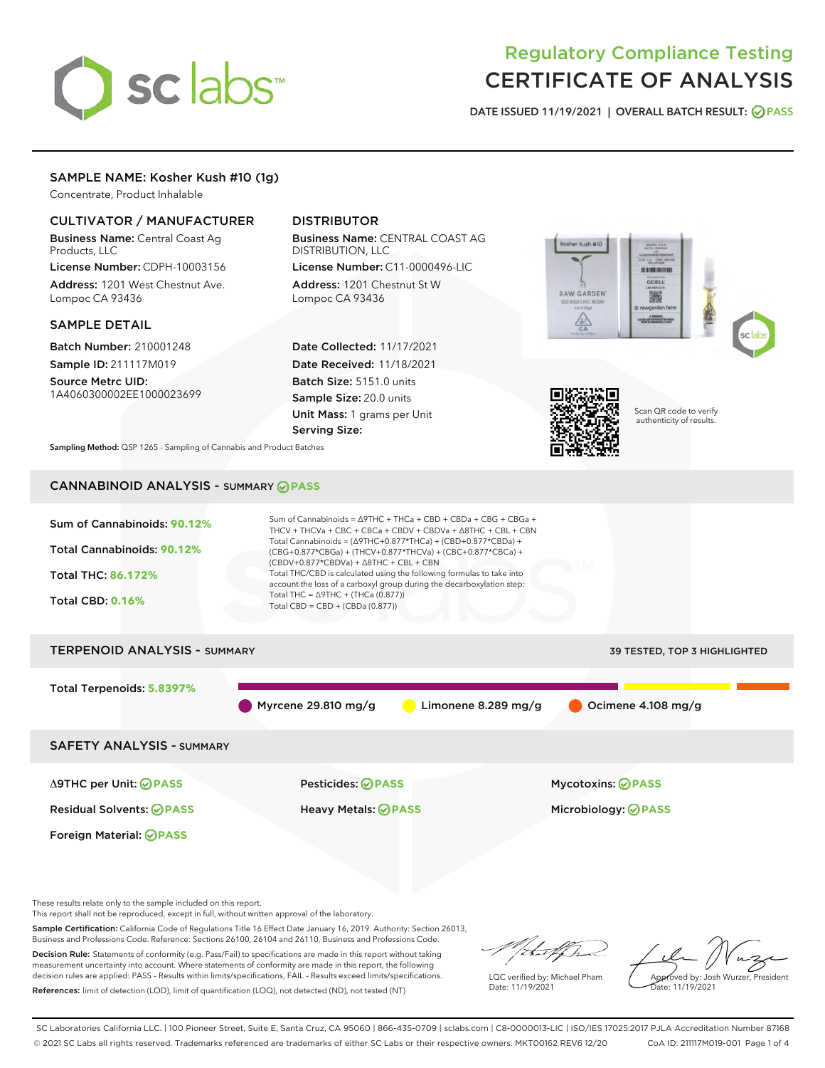# Regulatory Compliance Testing
# CERTIFICATE OF ANALYSIS

DATE ISSUED 11/19/2021 | OVERALL BATCH RESULT: PASS

## SAMPLE NAME: Kosher Kush #10 (1g)

Concentrate, Product Inhalable

### CULTIVATOR / MANUFACTURER

**Business Name:** Central Coast Ag Products, LLC

**License Number:** CDPH-10003156

**Address:** 1201 West Chestnut Ave. Lompoc CA 93436

### DISTRIBUTOR

**Business Name:** CENTRAL COAST AG DISTRIBUTION, LLC

**License Number:** C11-0000496-LIC

**Address:** 1201 Chestnut St W Lompoc CA 93436

### SAMPLE DETAIL

**Batch Number:** 210001248

**Sample ID:** 211117M019

**Source Metrc UID:** 1A4060300002EE1000023699

**Date Collected:** 11/17/2021

**Date Received:** 11/18/2021

**Batch Size:** 5151.0 units

**Sample Size:** 20.0 units

**Unit Mass:** 1 grams per Unit

**Serving Size:**

Scan QR code to verify authenticity of results.

**Sampling Method:** QSP 1265 - Sampling of Cannabis and Product Batches

## CANNABINOID ANALYSIS - SUMMARY PASS

Sum of Cannabinoids: **90.12%**

Total Cannabinoids: **90.12%**

Total THC: **86.172%**

Total CBD: **0.16%**

Sum of Cannabinoids = Δ9THC + THCa + CBD + CBDa + CBG + CBGa + THCV + THCVa + CBC + CBCa + CBDV + CBDVa + Δ8THC + CBL + CBN

Total Cannabinoids = (Δ9THC+0.877*THCa) + (CBD+0.877*CBDa) + (CBG+0.877*CBGa) + (THCV+0.877*THCVa) + (CBC+0.877*CBCa) + (CBDV+0.877*CBDVa) + Δ8THC + CBL + CBN

Total THC/CBD is calculated using the following formulas to take into account the loss of a carboxyl group during the decarboxylation step:

Total THC = Δ9THC + (THCa (0.877))

Total CBD = CBD + (CBDa (0.877))

## TERPENOID ANALYSIS - SUMMARY

39 TESTED, TOP 3 HIGHLIGHTED

Total Terpenoids: **5.8397%**

Myrcene 29.810 mg/g | Limonene 8.289 mg/g | Ocimene 4.108 mg/g

## SAFETY ANALYSIS - SUMMARY

| | | |
|---|---|---|
| Δ9THC per Unit: PASS | Pesticides: PASS | Mycotoxins: PASS |
| Residual Solvents: PASS | Heavy Metals: PASS | Microbiology: PASS |
| Foreign Material: PASS | | |

These results relate only to the sample included on this report.
This report shall not be reproduced, except in full, without written approval of the laboratory.

**Sample Certification:** California Code of Regulations Title 16 Effect Date January 16, 2019. Authority: Section 26013, Business and Professions Code. Reference: Sections 26100, 26104 and 26110, Business and Professions Code.

**Decision Rule:** Statements of conformity (e.g. Pass/Fail) to specifications are made in this report without taking measurement uncertainty into account. Where statements of conformity are made in this report, the following decision rules are applied: PASS – Results within limits/specifications, FAIL – Results exceed limits/specifications.

**References:** limit of detection (LOD), limit of quantification (LOQ), not detected (ND), not tested (NT)

LQC verified by: Michael Pham
Date: 11/19/2021

Approved by: Josh Wurzer, President
Date: 11/19/2021

SC Laboratories California LLC. | 100 Pioneer Street, Suite E, Santa Cruz, CA 95060 | 866-435-0709 | sclabs.com | C8-0000013-LIC | ISO/IES 17025:2017 PJLA Accreditation Number 87168
© 2021 SC Labs all rights reserved. Trademarks referenced are trademarks of either SC Labs or their respective owners. MKT00162 REV6 12/20 CoA ID: 211117M019-001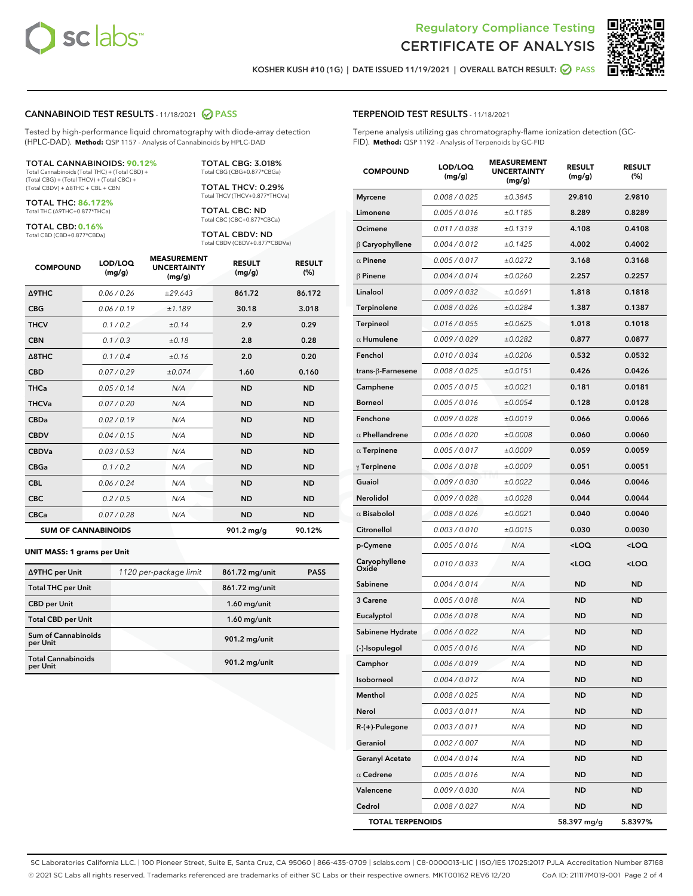Regulatory Compliance Testing
# CERTIFICATE OF ANALYSIS

KOSHER KUSH #10 (1G) | DATE ISSUED 11/19/2021 | OVERALL BATCH RESULT: PASS

## CANNABINOID TEST RESULTS - 11/18/2021 PASS

Tested by high-performance liquid chromatography with diode-array detection (HPLC-DAD). **Method:** QSP 1157 - Analysis of Cannabinoids by HPLC-DAD

**TOTAL CANNABINOIDS: 90.12%**
Total Cannabinoids (Total THC) + (Total CBD) + (Total CBG) + (Total THCV) + (Total CBC) + (Total CBDV) + Δ8THC + CBL + CBN

**TOTAL THC: 86.172%**
Total THC (Δ9THC+0.877*THCa)

**TOTAL CBD: 0.16%**
Total CBD (CBD+0.877*CBDa)

**TOTAL CBG: 3.018%**
Total CBG (CBG+0.877*CBGa)

**TOTAL THCV: 0.29%**
Total THCV (THCV+0.877*THCVa)

**TOTAL CBC: ND**
Total CBC (CBC+0.877*CBCa)

**TOTAL CBDV: ND**
Total CBDV (CBDV+0.877*CBDVa)

| COMPOUND | LOD/LOQ (mg/g) | MEASUREMENT UNCERTAINTY (mg/g) | RESULT (mg/g) | RESULT (%) |
|---|---|---|---|---|
| Δ9THC | 0.06 / 0.26 | ±29.643 | 861.72 | 86.172 |
| CBG | 0.06 / 0.19 | ±1.189 | 30.18 | 3.018 |
| THCV | 0.1 / 0.2 | ±0.14 | 2.9 | 0.29 |
| CBN | 0.1 / 0.3 | ±0.18 | 2.8 | 0.28 |
| Δ8THC | 0.1 / 0.4 | ±0.16 | 2.0 | 0.20 |
| CBD | 0.07 / 0.29 | ±0.074 | 1.60 | 0.160 |
| THCa | 0.05 / 0.14 | N/A | ND | ND |
| THCVa | 0.07 / 0.20 | N/A | ND | ND |
| CBDa | 0.02 / 0.19 | N/A | ND | ND |
| CBDV | 0.04 / 0.15 | N/A | ND | ND |
| CBDVa | 0.03 / 0.53 | N/A | ND | ND |
| CBGa | 0.1 / 0.2 | N/A | ND | ND |
| CBL | 0.06 / 0.24 | N/A | ND | ND |
| CBC | 0.2 / 0.5 | N/A | ND | ND |
| CBCa | 0.07 / 0.28 | N/A | ND | ND |
| **SUM OF CANNABINOIDS** | | | 901.2 mg/g | 90.12% |

**UNIT MASS: 1 grams per Unit**

| | | | |
|---|---|---|---|
| Δ9THC per Unit | 1120 per-package limit | 861.72 mg/unit | PASS |
| Total THC per Unit | | 861.72 mg/unit | |
| CBD per Unit | | 1.60 mg/unit | |
| Total CBD per Unit | | 1.60 mg/unit | |
| Sum of Cannabinoids per Unit | | 901.2 mg/unit | |
| Total Cannabinoids per Unit | | 901.2 mg/unit | |

## TERPENOID TEST RESULTS - 11/18/2021

Terpene analysis utilizing gas chromatography-flame ionization detection (GC-FID). **Method:** QSP 1192 - Analysis of Terpenoids by GC-FID

| COMPOUND | LOD/LOQ (mg/g) | MEASUREMENT UNCERTAINTY (mg/g) | RESULT (mg/g) | RESULT (%) |
|---|---|---|---|---|
| Myrcene | 0.008 / 0.025 | ±0.3845 | 29.810 | 2.9810 |
| Limonene | 0.005 / 0.016 | ±0.1185 | 8.289 | 0.8289 |
| Ocimene | 0.011 / 0.038 | ±0.1319 | 4.108 | 0.4108 |
| β Caryophyllene | 0.004 / 0.012 | ±0.1425 | 4.002 | 0.4002 |
| α Pinene | 0.005 / 0.017 | ±0.0272 | 3.168 | 0.3168 |
| β Pinene | 0.004 / 0.014 | ±0.0260 | 2.257 | 0.2257 |
| Linalool | 0.009 / 0.032 | ±0.0691 | 1.818 | 0.1818 |
| Terpinolene | 0.008 / 0.026 | ±0.0284 | 1.387 | 0.1387 |
| Terpineol | 0.016 / 0.055 | ±0.0625 | 1.018 | 0.1018 |
| α Humulene | 0.009 / 0.029 | ±0.0282 | 0.877 | 0.0877 |
| Fenchol | 0.010 / 0.034 | ±0.0206 | 0.532 | 0.0532 |
| trans-β-Farnesene | 0.008 / 0.025 | ±0.0151 | 0.426 | 0.0426 |
| Camphene | 0.005 / 0.015 | ±0.0021 | 0.181 | 0.0181 |
| Borneol | 0.005 / 0.016 | ±0.0054 | 0.128 | 0.0128 |
| Fenchone | 0.009 / 0.028 | ±0.0019 | 0.066 | 0.0066 |
| α Phellandrene | 0.006 / 0.020 | ±0.0008 | 0.060 | 0.0060 |
| α Terpinene | 0.005 / 0.017 | ±0.0009 | 0.059 | 0.0059 |
| γ Terpinene | 0.006 / 0.018 | ±0.0009 | 0.051 | 0.0051 |
| Guaiol | 0.009 / 0.030 | ±0.0022 | 0.046 | 0.0046 |
| Nerolidol | 0.009 / 0.028 | ±0.0028 | 0.044 | 0.0044 |
| α Bisabolol | 0.008 / 0.026 | ±0.0021 | 0.040 | 0.0040 |
| Citronellol | 0.003 / 0.010 | ±0.0015 | 0.030 | 0.0030 |
| p-Cymene | 0.005 / 0.016 | N/A | <LOQ | <LOQ |
| Caryophyllene Oxide | 0.010 / 0.033 | N/A | <LOQ | <LOQ |
| Sabinene | 0.004 / 0.014 | N/A | ND | ND |
| 3 Carene | 0.005 / 0.018 | N/A | ND | ND |
| Eucalyptol | 0.006 / 0.018 | N/A | ND | ND |
| Sabinene Hydrate | 0.006 / 0.022 | N/A | ND | ND |
| (-)-Isopulegol | 0.005 / 0.016 | N/A | ND | ND |
| Camphor | 0.006 / 0.019 | N/A | ND | ND |
| Isoborneol | 0.004 / 0.012 | N/A | ND | ND |
| Menthol | 0.008 / 0.025 | N/A | ND | ND |
| Nerol | 0.003 / 0.011 | N/A | ND | ND |
| R-(+)-Pulegone | 0.003 / 0.011 | N/A | ND | ND |
| Geraniol | 0.002 / 0.007 | N/A | ND | ND |
| Geranyl Acetate | 0.004 / 0.014 | N/A | ND | ND |
| α Cedrene | 0.005 / 0.016 | N/A | ND | ND |
| Valencene | 0.009 / 0.030 | N/A | ND | ND |
| Cedrol | 0.008 / 0.027 | N/A | ND | ND |
| **TOTAL TERPENOIDS** | | | 58.397 mg/g | 5.8397% |

SC Laboratories California LLC. | 100 Pioneer Street, Suite E, Santa Cruz, CA 95060 | 866-435-0709 | sclabs.com | C8-0000013-LIC | ISO/IES 17025:2017 PJLA Accreditation Number 87168
© 2021 SC Labs all rights reserved. Trademarks referenced are trademarks of either SC Labs or their respective owners. MKT00162 REV6 12/20 CoA ID: 211117M019-001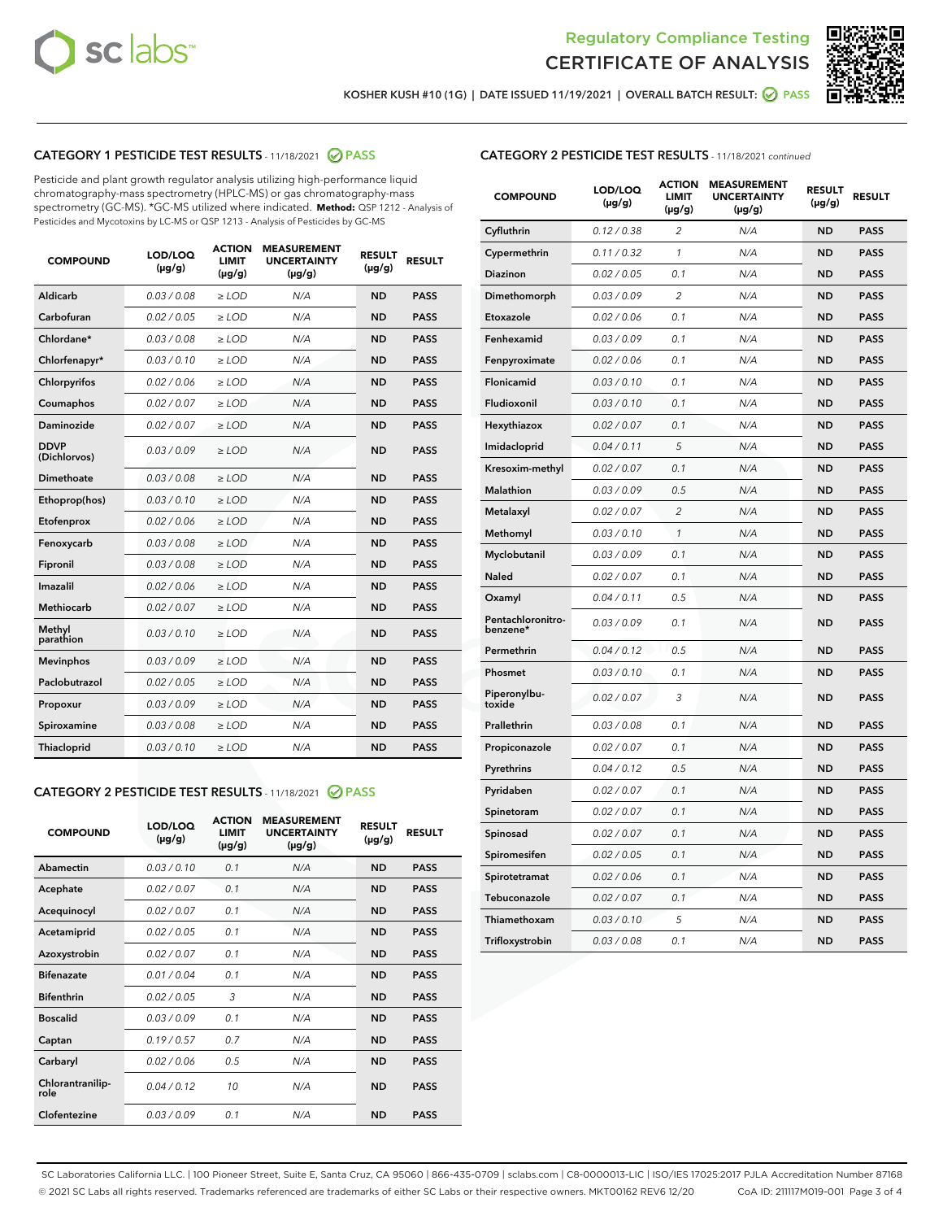# Regulatory Compliance Testing
# CERTIFICATE OF ANALYSIS

KOSHER KUSH #10 (1G) | DATE ISSUED 11/19/2021 | OVERALL BATCH RESULT: PASS

## CATEGORY 1 PESTICIDE TEST RESULTS - 11/18/2021 PASS

Pesticide and plant growth regulator analysis utilizing high-performance liquid chromatography-mass spectrometry (HPLC-MS) or gas chromatography-mass spectrometry (GC-MS). *GC-MS utilized where indicated. **Method:** QSP 1212 - Analysis of Pesticides and Mycotoxins by LC-MS or QSP 1213 - Analysis of Pesticides by GC-MS

| COMPOUND | LOD/LOQ (µg/g) | ACTION LIMIT (µg/g) | MEASUREMENT UNCERTAINTY (µg/g) | RESULT (µg/g) | RESULT |
|---|---|---|---|---|---|
| Aldicarb | 0.03 / 0.08 | ≥ LOD | N/A | ND | PASS |
| Carbofuran | 0.02 / 0.05 | ≥ LOD | N/A | ND | PASS |
| Chlordane* | 0.03 / 0.08 | ≥ LOD | N/A | ND | PASS |
| Chlorfenapyr* | 0.03 / 0.10 | ≥ LOD | N/A | ND | PASS |
| Chlorpyrifos | 0.02 / 0.06 | ≥ LOD | N/A | ND | PASS |
| Coumaphos | 0.02 / 0.07 | ≥ LOD | N/A | ND | PASS |
| Daminozide | 0.02 / 0.07 | ≥ LOD | N/A | ND | PASS |
| DDVP (Dichlorvos) | 0.03 / 0.09 | ≥ LOD | N/A | ND | PASS |
| Dimethoate | 0.03 / 0.08 | ≥ LOD | N/A | ND | PASS |
| Ethoprop(hos) | 0.03 / 0.10 | ≥ LOD | N/A | ND | PASS |
| Etofenprox | 0.02 / 0.06 | ≥ LOD | N/A | ND | PASS |
| Fenoxycarb | 0.03 / 0.08 | ≥ LOD | N/A | ND | PASS |
| Fipronil | 0.03 / 0.08 | ≥ LOD | N/A | ND | PASS |
| Imazalil | 0.02 / 0.06 | ≥ LOD | N/A | ND | PASS |
| Methiocarb | 0.02 / 0.07 | ≥ LOD | N/A | ND | PASS |
| Methyl parathion | 0.03 / 0.10 | ≥ LOD | N/A | ND | PASS |
| Mevinphos | 0.03 / 0.09 | ≥ LOD | N/A | ND | PASS |
| Paclobutrazol | 0.02 / 0.05 | ≥ LOD | N/A | ND | PASS |
| Propoxur | 0.03 / 0.09 | ≥ LOD | N/A | ND | PASS |
| Spiroxamine | 0.03 / 0.08 | ≥ LOD | N/A | ND | PASS |
| Thiacloprid | 0.03 / 0.10 | ≥ LOD | N/A | ND | PASS |

## CATEGORY 2 PESTICIDE TEST RESULTS - 11/18/2021 PASS

| COMPOUND | LOD/LOQ (µg/g) | ACTION LIMIT (µg/g) | MEASUREMENT UNCERTAINTY (µg/g) | RESULT (µg/g) | RESULT |
|---|---|---|---|---|---|
| Abamectin | 0.03 / 0.10 | 0.1 | N/A | ND | PASS |
| Acephate | 0.02 / 0.07 | 0.1 | N/A | ND | PASS |
| Acequinocyl | 0.02 / 0.07 | 0.1 | N/A | ND | PASS |
| Acetamiprid | 0.02 / 0.05 | 0.1 | N/A | ND | PASS |
| Azoxystrobin | 0.02 / 0.07 | 0.1 | N/A | ND | PASS |
| Bifenazate | 0.01 / 0.04 | 0.1 | N/A | ND | PASS |
| Bifenthrin | 0.02 / 0.05 | 3 | N/A | ND | PASS |
| Boscalid | 0.03 / 0.09 | 0.1 | N/A | ND | PASS |
| Captan | 0.19 / 0.57 | 0.7 | N/A | ND | PASS |
| Carbaryl | 0.02 / 0.06 | 0.5 | N/A | ND | PASS |
| Chlorantraniliprole | 0.04 / 0.12 | 10 | N/A | ND | PASS |
| Clofentezine | 0.03 / 0.09 | 0.1 | N/A | ND | PASS |
| Cyfluthrin | 0.12 / 0.38 | 2 | N/A | ND | PASS |
| Cypermethrin | 0.11 / 0.32 | 1 | N/A | ND | PASS |
| Diazinon | 0.02 / 0.05 | 0.1 | N/A | ND | PASS |
| Dimethomorph | 0.03 / 0.09 | 2 | N/A | ND | PASS |
| Etoxazole | 0.02 / 0.06 | 0.1 | N/A | ND | PASS |
| Fenhexamid | 0.03 / 0.09 | 0.1 | N/A | ND | PASS |
| Fenpyroximate | 0.02 / 0.06 | 0.1 | N/A | ND | PASS |
| Flonicamid | 0.03 / 0.10 | 0.1 | N/A | ND | PASS |
| Fludioxonil | 0.03 / 0.10 | 0.1 | N/A | ND | PASS |
| Hexythiazox | 0.02 / 0.07 | 0.1 | N/A | ND | PASS |
| Imidacloprid | 0.04 / 0.11 | 5 | N/A | ND | PASS |
| Kresoxim-methyl | 0.02 / 0.07 | 0.1 | N/A | ND | PASS |
| Malathion | 0.03 / 0.09 | 0.5 | N/A | ND | PASS |
| Metalaxyl | 0.02 / 0.07 | 2 | N/A | ND | PASS |
| Methomyl | 0.03 / 0.10 | 1 | N/A | ND | PASS |
| Myclobutanil | 0.03 / 0.09 | 0.1 | N/A | ND | PASS |
| Naled | 0.02 / 0.07 | 0.1 | N/A | ND | PASS |
| Oxamyl | 0.04 / 0.11 | 0.5 | N/A | ND | PASS |
| Pentachloronitrobenzene* | 0.03 / 0.09 | 0.1 | N/A | ND | PASS |
| Permethrin | 0.04 / 0.12 | 0.5 | N/A | ND | PASS |
| Phosmet | 0.03 / 0.10 | 0.1 | N/A | ND | PASS |
| Piperonylbutoxide | 0.02 / 0.07 | 3 | N/A | ND | PASS |
| Prallethrin | 0.03 / 0.08 | 0.1 | N/A | ND | PASS |
| Propiconazole | 0.02 / 0.07 | 0.1 | N/A | ND | PASS |
| Pyrethrins | 0.04 / 0.12 | 0.5 | N/A | ND | PASS |
| Pyridaben | 0.02 / 0.07 | 0.1 | N/A | ND | PASS |
| Spinetoram | 0.02 / 0.07 | 0.1 | N/A | ND | PASS |
| Spinosad | 0.02 / 0.07 | 0.1 | N/A | ND | PASS |
| Spiromesifen | 0.02 / 0.05 | 0.1 | N/A | ND | PASS |
| Spirotetramat | 0.02 / 0.06 | 0.1 | N/A | ND | PASS |
| Tebuconazole | 0.02 / 0.07 | 0.1 | N/A | ND | PASS |
| Thiamethoxam | 0.03 / 0.10 | 5 | N/A | ND | PASS |
| Trifloxystrobin | 0.03 / 0.08 | 0.1 | N/A | ND | PASS |

SC Laboratories California LLC. | 100 Pioneer Street, Suite E, Santa Cruz, CA 95060 | 866-435-0709 | sclabs.com | C8-0000013-LIC | ISO/IES 17025:2017 PJLA Accreditation Number 87168
© 2021 SC Labs all rights reserved. Trademarks referenced are trademarks of either SC Labs or their respective owners. MKT00162 REV6 12/20 CoA ID: 211117M019-001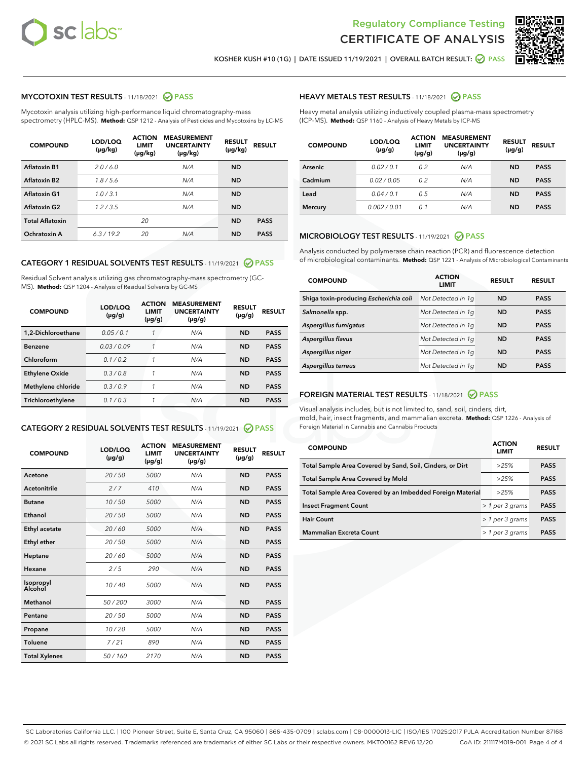Regulatory Compliance Testing

# CERTIFICATE OF ANALYSIS

KOSHER KUSH #10 (1G) | DATE ISSUED 11/19/2021 | OVERALL BATCH RESULT: PASS

## MYCOTOXIN TEST RESULTS - 11/18/2021 PASS

Mycotoxin analysis utilizing high-performance liquid chromatography-mass spectrometry (HPLC-MS). **Method:** QSP 1212 - Analysis of Pesticides and Mycotoxins by LC-MS

| COMPOUND | LOD/LOQ (µg/kg) | ACTION LIMIT (µg/kg) | MEASUREMENT UNCERTAINTY (µg/kg) | RESULT (µg/kg) | RESULT |
|---|---|---|---|---|---|
| Aflatoxin B1 | 2.0 / 6.0 | | N/A | ND | |
| Aflatoxin B2 | 1.8 / 5.6 | | N/A | ND | |
| Aflatoxin G1 | 1.0 / 3.1 | | N/A | ND | |
| Aflatoxin G2 | 1.2 / 3.5 | | N/A | ND | |
| Total Aflatoxin | | 20 | | ND | PASS |
| Ochratoxin A | 6.3 / 19.2 | 20 | N/A | ND | PASS |

## CATEGORY 1 RESIDUAL SOLVENTS TEST RESULTS - 11/19/2021 PASS

Residual Solvent analysis utilizing gas chromatography-mass spectrometry (GC-MS). **Method:** QSP 1204 - Analysis of Residual Solvents by GC-MS

| COMPOUND | LOD/LOQ (µg/g) | ACTION LIMIT (µg/g) | MEASUREMENT UNCERTAINTY (µg/g) | RESULT (µg/g) | RESULT |
|---|---|---|---|---|---|
| 1,2-Dichloroethane | 0.05 / 0.1 | 1 | N/A | ND | PASS |
| Benzene | 0.03 / 0.09 | 1 | N/A | ND | PASS |
| Chloroform | 0.1 / 0.2 | 1 | N/A | ND | PASS |
| Ethylene Oxide | 0.3 / 0.8 | 1 | N/A | ND | PASS |
| Methylene chloride | 0.3 / 0.9 | 1 | N/A | ND | PASS |
| Trichloroethylene | 0.1 / 0.3 | 1 | N/A | ND | PASS |

## CATEGORY 2 RESIDUAL SOLVENTS TEST RESULTS - 11/19/2021 PASS

| COMPOUND | LOD/LOQ (µg/g) | ACTION LIMIT (µg/g) | MEASUREMENT UNCERTAINTY (µg/g) | RESULT (µg/g) | RESULT |
|---|---|---|---|---|---|
| Acetone | 20 / 50 | 5000 | N/A | ND | PASS |
| Acetonitrile | 2 / 7 | 410 | N/A | ND | PASS |
| Butane | 10 / 50 | 5000 | N/A | ND | PASS |
| Ethanol | 20 / 50 | 5000 | N/A | ND | PASS |
| Ethyl acetate | 20 / 60 | 5000 | N/A | ND | PASS |
| Ethyl ether | 20 / 50 | 5000 | N/A | ND | PASS |
| Heptane | 20 / 60 | 5000 | N/A | ND | PASS |
| Hexane | 2 / 5 | 290 | N/A | ND | PASS |
| Isopropyl Alcohol | 10 / 40 | 5000 | N/A | ND | PASS |
| Methanol | 50 / 200 | 3000 | N/A | ND | PASS |
| Pentane | 20 / 50 | 5000 | N/A | ND | PASS |
| Propane | 10 / 20 | 5000 | N/A | ND | PASS |
| Toluene | 7 / 21 | 890 | N/A | ND | PASS |
| Total Xylenes | 50 / 160 | 2170 | N/A | ND | PASS |

## HEAVY METALS TEST RESULTS - 11/18/2021 PASS

Heavy metal analysis utilizing inductively coupled plasma-mass spectrometry (ICP-MS). **Method:** QSP 1160 - Analysis of Heavy Metals by ICP-MS

| COMPOUND | LOD/LOQ (µg/g) | ACTION LIMIT (µg/g) | MEASUREMENT UNCERTAINTY (µg/g) | RESULT (µg/g) | RESULT |
|---|---|---|---|---|---|
| Arsenic | 0.02 / 0.1 | 0.2 | N/A | ND | PASS |
| Cadmium | 0.02 / 0.05 | 0.2 | N/A | ND | PASS |
| Lead | 0.04 / 0.1 | 0.5 | N/A | ND | PASS |
| Mercury | 0.002 / 0.01 | 0.1 | N/A | ND | PASS |

## MICROBIOLOGY TEST RESULTS - 11/19/2021 PASS

Analysis conducted by polymerase chain reaction (PCR) and fluorescence detection of microbiological contaminants. **Method:** QSP 1221 - Analysis of Microbiological Contaminants

| COMPOUND | ACTION LIMIT | RESULT | RESULT |
|---|---|---|---|
| Shiga toxin-producing *Escherichia coli* | Not Detected in 1g | ND | PASS |
| *Salmonella* spp. | Not Detected in 1g | ND | PASS |
| *Aspergillus fumigatus* | Not Detected in 1g | ND | PASS |
| *Aspergillus flavus* | Not Detected in 1g | ND | PASS |
| *Aspergillus niger* | Not Detected in 1g | ND | PASS |
| *Aspergillus terreus* | Not Detected in 1g | ND | PASS |

## FOREIGN MATERIAL TEST RESULTS - 11/18/2021 PASS

Visual analysis includes, but is not limited to, sand, soil, cinders, dirt, mold, hair, insect fragments, and mammalian excreta. **Method:** QSP 1226 - Analysis of Foreign Material in Cannabis and Cannabis Products

| COMPOUND | ACTION LIMIT | RESULT |
|---|---|---|
| Total Sample Area Covered by Sand, Soil, Cinders, or Dirt | >25% | PASS |
| Total Sample Area Covered by Mold | >25% | PASS |
| Total Sample Area Covered by an Imbedded Foreign Material | >25% | PASS |
| Insect Fragment Count | > 1 per 3 grams | PASS |
| Hair Count | > 1 per 3 grams | PASS |
| Mammalian Excreta Count | > 1 per 3 grams | PASS |

SC Laboratories California LLC. | 100 Pioneer Street, Suite E, Santa Cruz, CA 95060 | 866-435-0709 | sclabs.com | C8-0000013-LIC | ISO/IES 17025:2017 PJLA Accreditation Number 87168
© 2021 SC Labs all rights reserved. Trademarks referenced are trademarks of either SC Labs or their respective owners. MKT00162 REV6 12/20 CoA ID: 211117M019-001